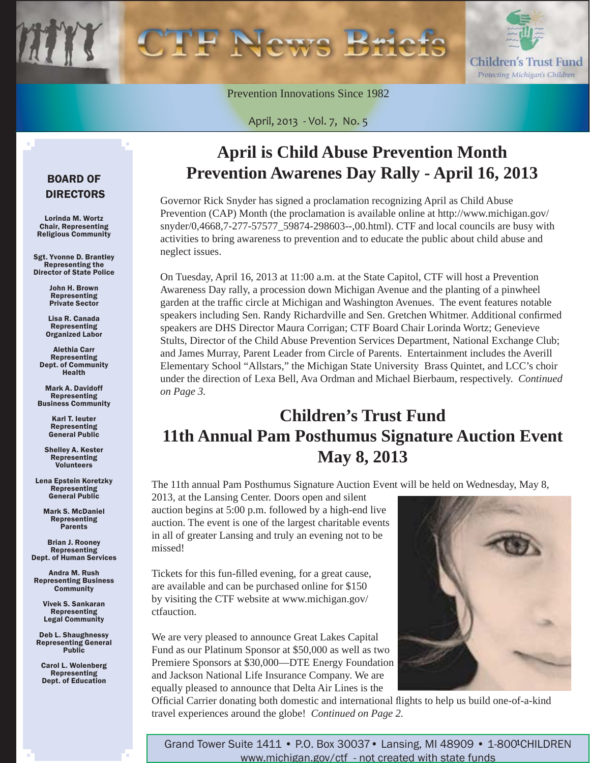# CTF News Briefs

Children's Trust Fund
Protecting Michigan's Children

Prevention Innovations Since 1982

April, 2013 - Vol. 7, No. 5

## BOARD OF DIRECTORS

**Lorinda M. Wortz**
Chair, Representing Religious Community

**Sgt. Yvonne D. Brantley**
Representing the Director of State Police

**John H. Brown**
Representing Private Sector

**Lisa R. Canada**
Representing Organized Labor

**Alethia Carr**
Representing Dept. of Community Health

**Mark A. Davidoff**
Representing Business Community

**Karl T. Ieuter**
Representing General Public

**Shelley A. Kester**
Representing Volunteers

**Lena Epstein Koretzky**
Representing General Public

**Mark S. McDaniel**
Representing Parents

**Brian J. Rooney**
Representing Dept. of Human Services

**Andra M. Rush**
Representing Business Community

**Vivek S. Sankaran**
Representing Legal Community

**Deb L. Shaughnessy**
Representing General Public

**Carol L. Wolenberg**
Representing Dept. of Education

## April is Child Abuse Prevention Month
## Prevention Awarenes Day Rally - April 16, 2013

Governor Rick Snyder has signed a proclamation recognizing April as Child Abuse Prevention (CAP) Month (the proclamation is available online at http://www.michigan.gov/snyder/0,4668,7-277-57577_59874-298603--,00.html). CTF and local councils are busy with activities to bring awareness to prevention and to educate the public about child abuse and neglect issues.

On Tuesday, April 16, 2013 at 11:00 a.m. at the State Capitol, CTF will host a Prevention Awareness Day rally, a procession down Michigan Avenue and the planting of a pinwheel garden at the traffic circle at Michigan and Washington Avenues. The event features notable speakers including Sen. Randy Richardville and Sen. Gretchen Whitmer. Additional confirmed speakers are DHS Director Maura Corrigan; CTF Board Chair Lorinda Wortz; Genevieve Stults, Director of the Child Abuse Prevention Services Department, National Exchange Club; and James Murray, Parent Leader from Circle of Parents. Entertainment includes the Averill Elementary School "Allstars," the Michigan State University Brass Quintet, and LCC's choir under the direction of Lexa Bell, Ava Ordman and Michael Bierbaum, respectively. *Continued on Page 3.*

## Children's Trust Fund
## 11th Annual Pam Posthumus Signature Auction Event
## May 8, 2013

The 11th annual Pam Posthumus Signature Auction Event will be held on Wednesday, May 8, 2013, at the Lansing Center. Doors open and silent auction begins at 5:00 p.m. followed by a high-end live auction. The event is one of the largest charitable events in all of greater Lansing and truly an evening not to be missed!

Tickets for this fun-filled evening, for a great cause, are available and can be purchased online for $150 by visiting the CTF website at www.michigan.gov/ctfauction.

We are very pleased to announce Great Lakes Capital Fund as our Platinum Sponsor at $50,000 as well as two Premiere Sponsors at $30,000—DTE Energy Foundation and Jackson National Life Insurance Company. We are equally pleased to announce that Delta Air Lines is the Official Carrier donating both domestic and international flights to help us build one-of-a-kind travel experiences around the globe! *Continued on Page 2.*

Grand Tower Suite 1411 • P.O. Box 30037 • Lansing, MI 48909 • 1-800-CHILDREN
www.michigan.gov/ctf - not created with state funds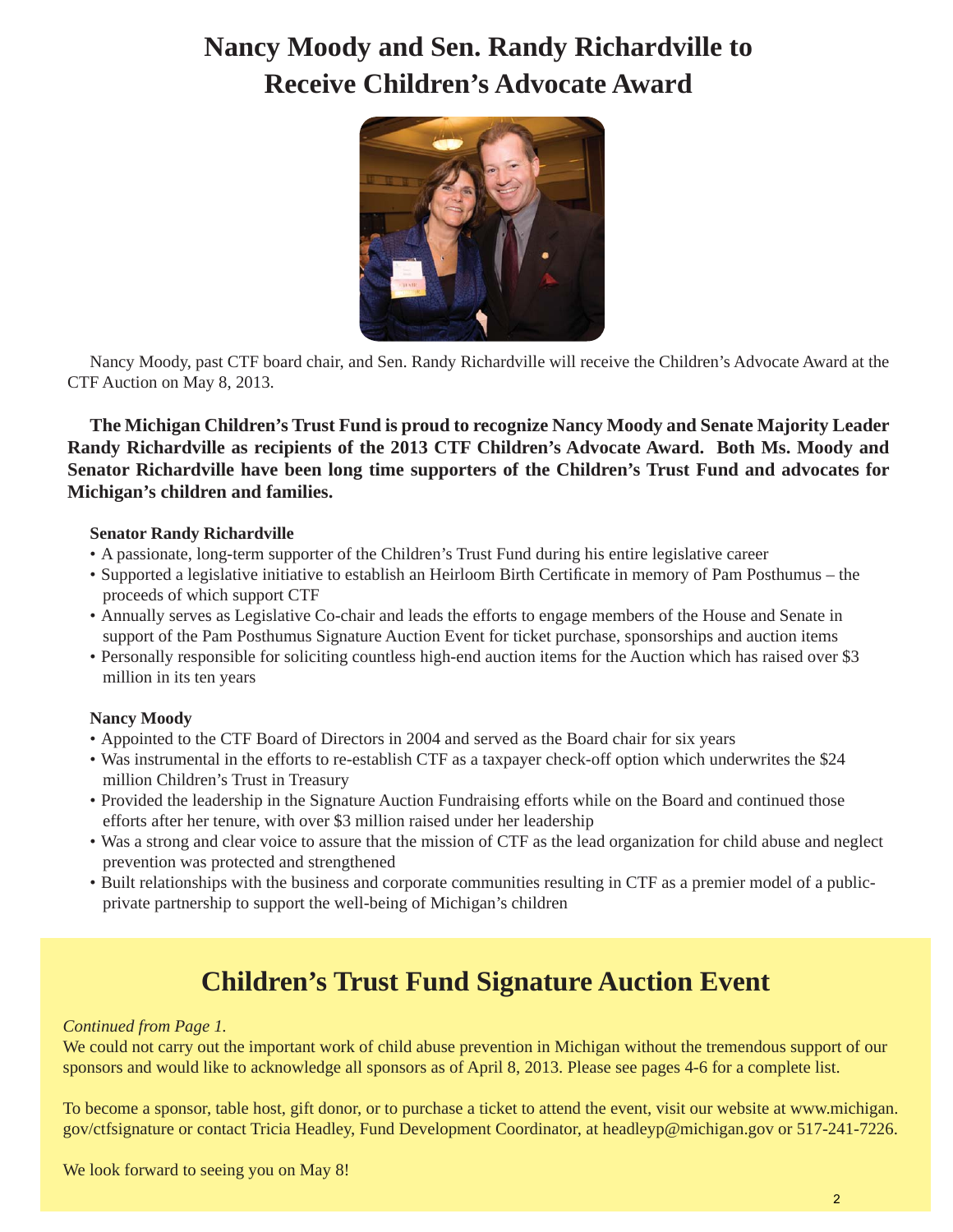# Nancy Moody and Sen. Randy Richardville to Receive Children's Advocate Award

Nancy Moody, past CTF board chair, and Sen. Randy Richardville will receive the Children's Advocate Award at the CTF Auction on May 8, 2013.

**The Michigan Children's Trust Fund is proud to recognize Nancy Moody and Senate Majority Leader Randy Richardville as recipients of the 2013 CTF Children's Advocate Award. Both Ms. Moody and Senator Richardville have been long time supporters of the Children's Trust Fund and advocates for Michigan's children and families.**

**Senator Randy Richardville**

- A passionate, long-term supporter of the Children's Trust Fund during his entire legislative career
- Supported a legislative initiative to establish an Heirloom Birth Certificate in memory of Pam Posthumus – the proceeds of which support CTF
- Annually serves as Legislative Co-chair and leads the efforts to engage members of the House and Senate in support of the Pam Posthumus Signature Auction Event for ticket purchase, sponsorships and auction items
- Personally responsible for soliciting countless high-end auction items for the Auction which has raised over $3 million in its ten years

**Nancy Moody**

- Appointed to the CTF Board of Directors in 2004 and served as the Board chair for six years
- Was instrumental in the efforts to re-establish CTF as a taxpayer check-off option which underwrites the $24 million Children's Trust in Treasury
- Provided the leadership in the Signature Auction Fundraising efforts while on the Board and continued those efforts after her tenure, with over $3 million raised under her leadership
- Was a strong and clear voice to assure that the mission of CTF as the lead organization for child abuse and neglect prevention was protected and strengthened
- Built relationships with the business and corporate communities resulting in CTF as a premier model of a public-private partnership to support the well-being of Michigan's children

## Children's Trust Fund Signature Auction Event

*Continued from Page 1.*

We could not carry out the important work of child abuse prevention in Michigan without the tremendous support of our sponsors and would like to acknowledge all sponsors as of April 8, 2013. Please see pages 4-6 for a complete list.

To become a sponsor, table host, gift donor, or to purchase a ticket to attend the event, visit our website at www.michigan.gov/ctfsignature or contact Tricia Headley, Fund Development Coordinator, at headleyp@michigan.gov or 517-241-7226.

We look forward to seeing you on May 8!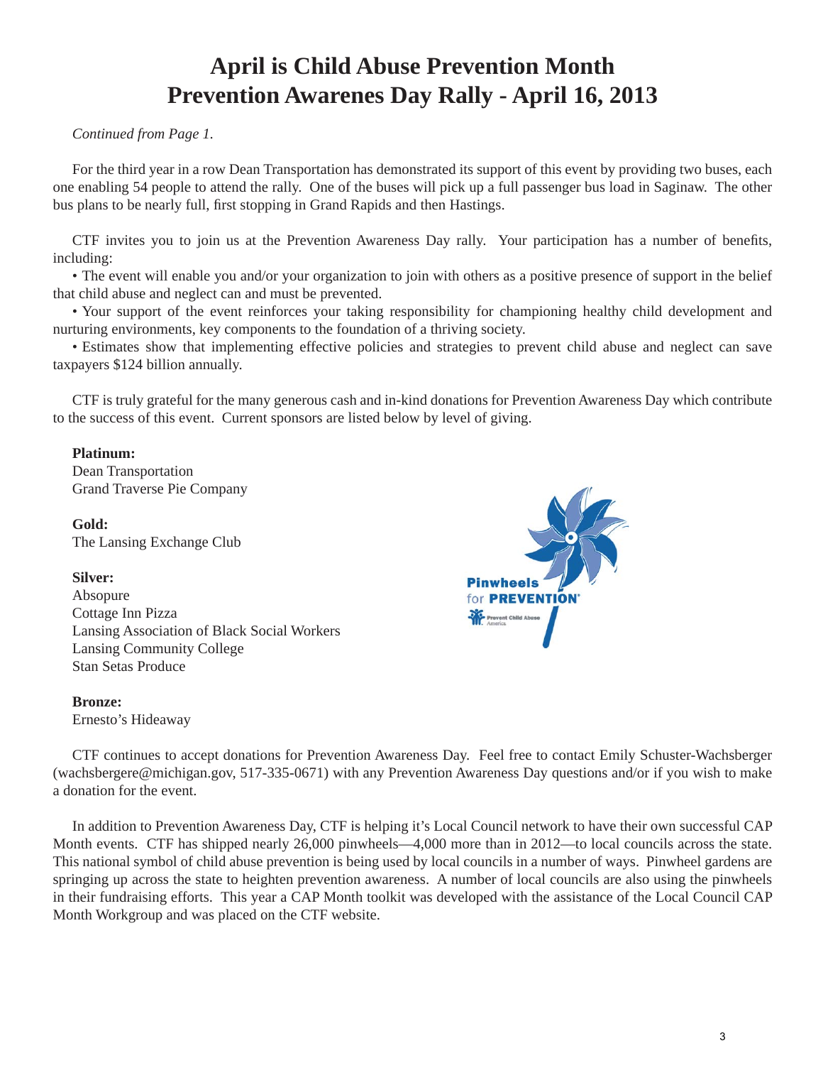# April is Child Abuse Prevention Month
# Prevention Awarenes Day Rally - April 16, 2013

*Continued from Page 1.*

For the third year in a row Dean Transportation has demonstrated its support of this event by providing two buses, each one enabling 54 people to attend the rally. One of the buses will pick up a full passenger bus load in Saginaw. The other bus plans to be nearly full, first stopping in Grand Rapids and then Hastings.

CTF invites you to join us at the Prevention Awareness Day rally. Your participation has a number of benefits, including:

• The event will enable you and/or your organization to join with others as a positive presence of support in the belief that child abuse and neglect can and must be prevented.

• Your support of the event reinforces your taking responsibility for championing healthy child development and nurturing environments, key components to the foundation of a thriving society.

• Estimates show that implementing effective policies and strategies to prevent child abuse and neglect can save taxpayers $124 billion annually.

CTF is truly grateful for the many generous cash and in-kind donations for Prevention Awareness Day which contribute to the success of this event. Current sponsors are listed below by level of giving.

**Platinum:**
Dean Transportation
Grand Traverse Pie Company

**Gold:**
The Lansing Exchange Club

**Silver:**
Absopure
Cottage Inn Pizza
Lansing Association of Black Social Workers
Lansing Community College
Stan Setas Produce

**Bronze:**
Ernesto's Hideaway

Pinwheels for PREVENTION
Prevent Child Abuse America

CTF continues to accept donations for Prevention Awareness Day. Feel free to contact Emily Schuster-Wachsberger (wachsbergere@michigan.gov, 517-335-0671) with any Prevention Awareness Day questions and/or if you wish to make a donation for the event.

In addition to Prevention Awareness Day, CTF is helping it's Local Council network to have their own successful CAP Month events. CTF has shipped nearly 26,000 pinwheels—4,000 more than in 2012—to local councils across the state. This national symbol of child abuse prevention is being used by local councils in a number of ways. Pinwheel gardens are springing up across the state to heighten prevention awareness. A number of local councils are also using the pinwheels in their fundraising efforts. This year a CAP Month toolkit was developed with the assistance of the Local Council CAP Month Workgroup and was placed on the CTF website.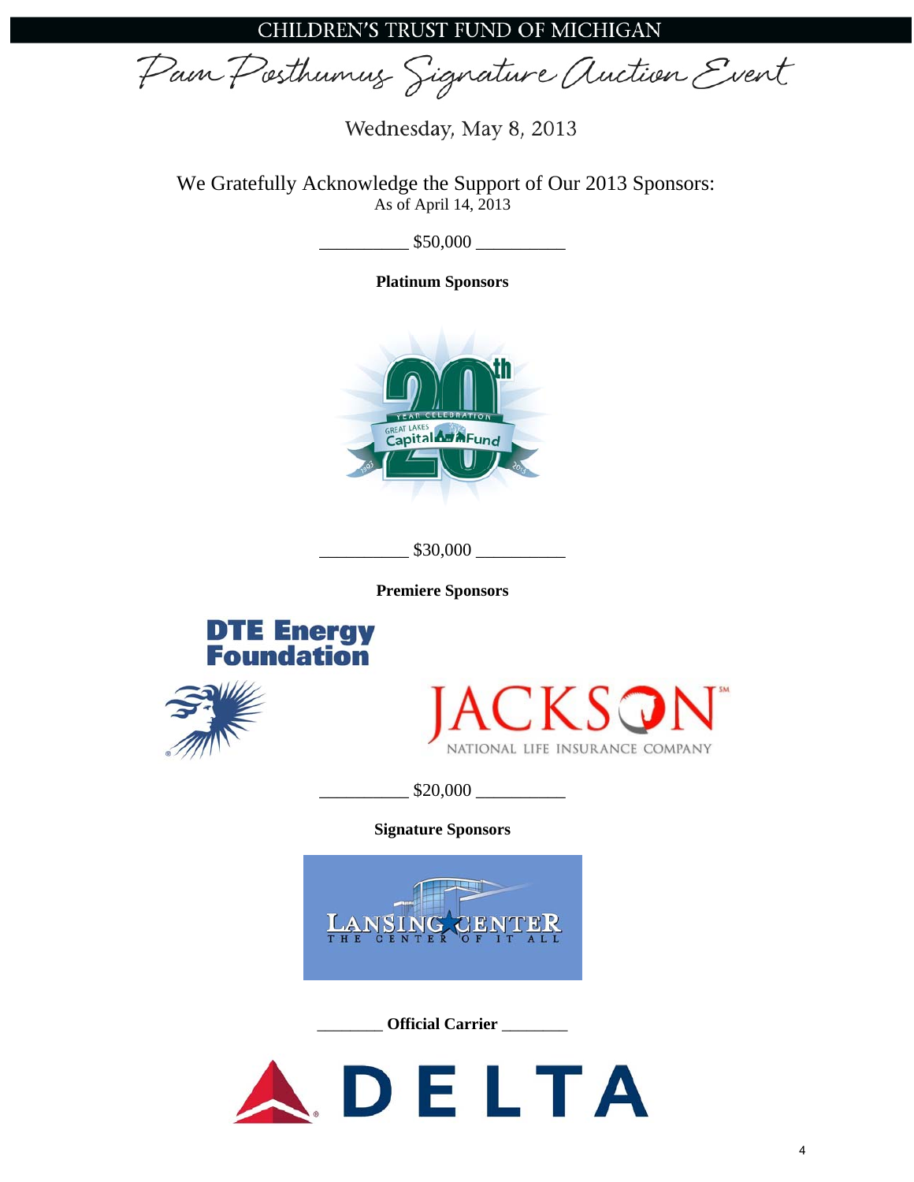CHILDREN'S TRUST FUND OF MICHIGAN

# Pam Posthumus Signature Auction Event

Wednesday, May 8, 2013

We Gratefully Acknowledge the Support of Our 2013 Sponsors:
As of April 14, 2013

__________ $50,000 __________

**Platinum Sponsors**

20th Year Celebration Great Lakes Capital Fund 1993 2013

__________ $30,000 __________

**Premiere Sponsors**

DTE Energy Foundation

JACKSON NATIONAL LIFE INSURANCE COMPANY

__________ $20,000 __________

**Signature Sponsors**

LANSING CENTER THE CENTER OF IT ALL

________ **Official Carrier** ________

DELTA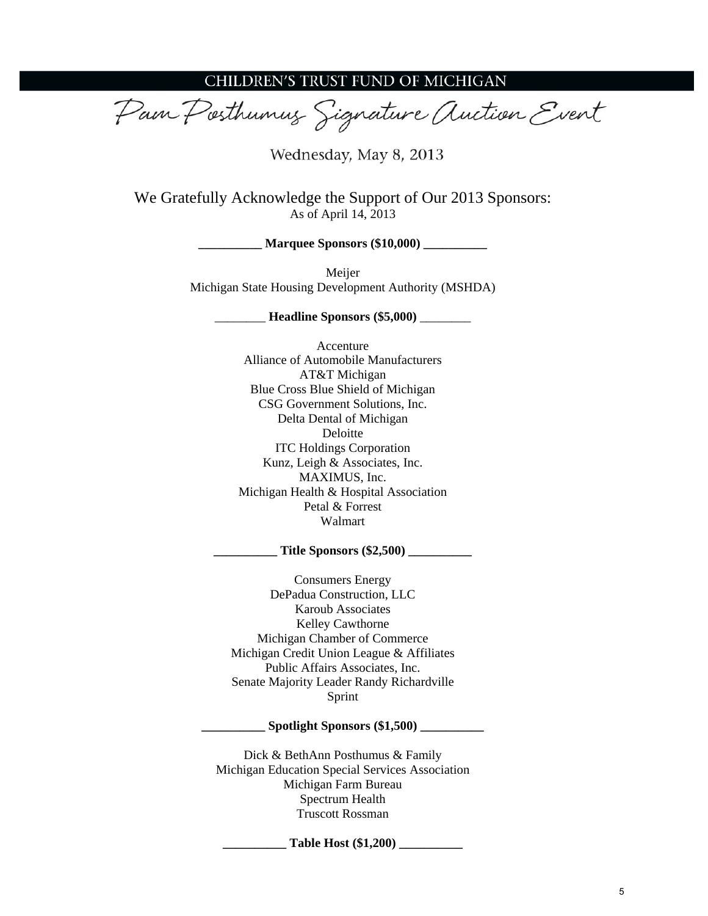# CHILDREN'S TRUST FUND OF MICHIGAN

## Pam Posthumus Signature Auction Event

Wednesday, May 8, 2013

We Gratefully Acknowledge the Support of Our 2013 Sponsors:
As of April 14, 2013

**__________ Marquee Sponsors ($10,000) __________**

Meijer
Michigan State Housing Development Authority (MSHDA)

________ **Headline Sponsors ($5,000)** ________

Accenture
Alliance of Automobile Manufacturers
AT&T Michigan
Blue Cross Blue Shield of Michigan
CSG Government Solutions, Inc.
Delta Dental of Michigan
Deloitte
ITC Holdings Corporation
Kunz, Leigh & Associates, Inc.
MAXIMUS, Inc.
Michigan Health & Hospital Association
Petal & Forrest
Walmart

**__________ Title Sponsors ($2,500) __________**

Consumers Energy
DePadua Construction, LLC
Karoub Associates
Kelley Cawthorne
Michigan Chamber of Commerce
Michigan Credit Union League & Affiliates
Public Affairs Associates, Inc.
Senate Majority Leader Randy Richardville
Sprint

**__________ Spotlight Sponsors ($1,500) __________**

Dick & BethAnn Posthumus & Family
Michigan Education Special Services Association
Michigan Farm Bureau
Spectrum Health
Truscott Rossman

**__________ Table Host ($1,200) __________**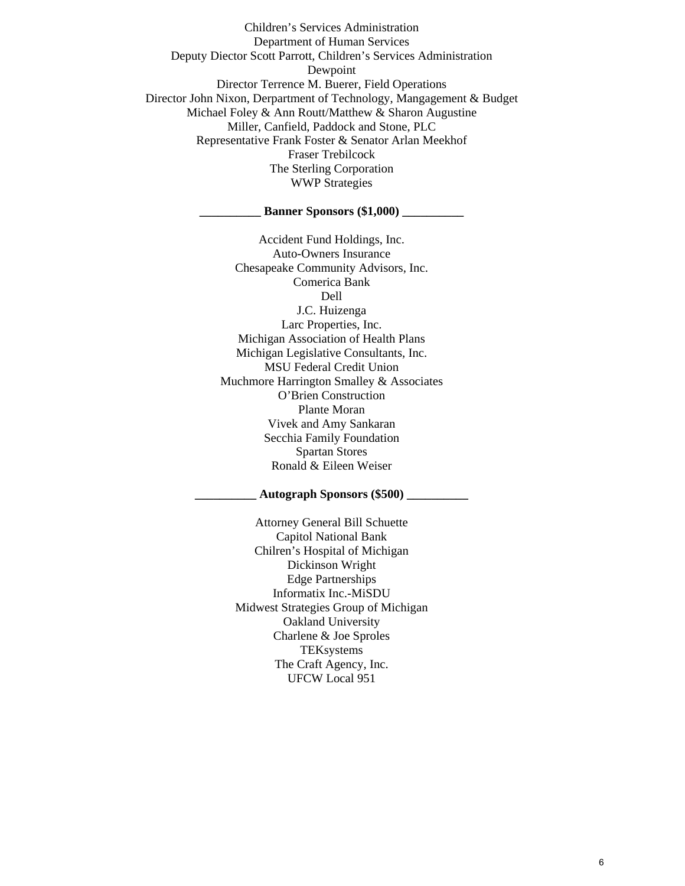Children's Services Administration
Department of Human Services
Deputy Diector Scott Parrott, Children's Services Administration
Dewpoint
Director Terrence M. Buerer, Field Operations
Director John Nixon, Derpartment of Technology, Mangagement & Budget
Michael Foley & Ann Routt/Matthew & Sharon Augustine
Miller, Canfield, Paddock and Stone, PLC
Representative Frank Foster & Senator Arlan Meekhof
Fraser Trebilcock
The Sterling Corporation
WWP Strategies

**__________ Banner Sponsors ($1,000) __________**

Accident Fund Holdings, Inc.
Auto-Owners Insurance
Chesapeake Community Advisors, Inc.
Comerica Bank
Dell
J.C. Huizenga
Larc Properties, Inc.
Michigan Association of Health Plans
Michigan Legislative Consultants, Inc.
MSU Federal Credit Union
Muchmore Harrington Smalley & Associates
O'Brien Construction
Plante Moran
Vivek and Amy Sankaran
Secchia Family Foundation
Spartan Stores
Ronald & Eileen Weiser

**__________ Autograph Sponsors ($500) __________**

Attorney General Bill Schuette
Capitol National Bank
Chilren's Hospital of Michigan
Dickinson Wright
Edge Partnerships
Informatix Inc.-MiSDU
Midwest Strategies Group of Michigan
Oakland University
Charlene & Joe Sproles
TEKsystems
The Craft Agency, Inc.
UFCW Local 951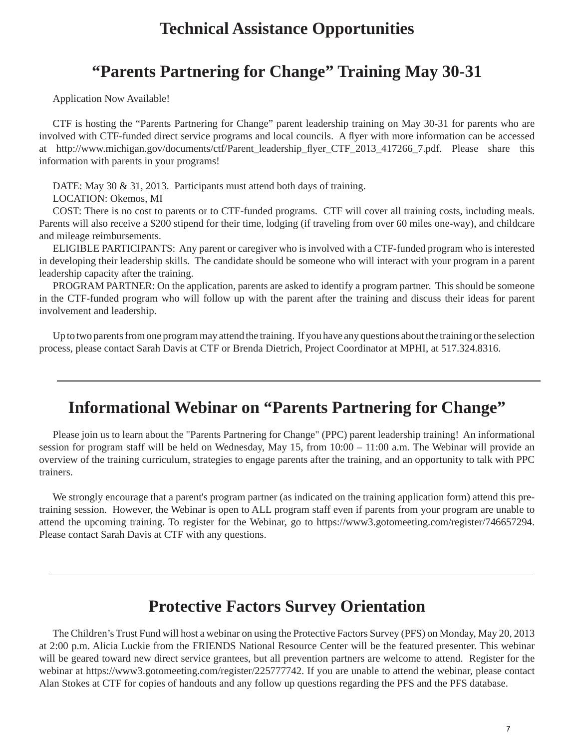# Technical Assistance Opportunities

## "Parents Partnering for Change" Training May 30-31

Application Now Available!

CTF is hosting the "Parents Partnering for Change" parent leadership training on May 30-31 for parents who are involved with CTF-funded direct service programs and local councils. A flyer with more information can be accessed at http://www.michigan.gov/documents/ctf/Parent_leadership_flyer_CTF_2013_417266_7.pdf. Please share this information with parents in your programs!

DATE: May 30 & 31, 2013. Participants must attend both days of training.

LOCATION: Okemos, MI

COST: There is no cost to parents or to CTF-funded programs. CTF will cover all training costs, including meals. Parents will also receive a $200 stipend for their time, lodging (if traveling from over 60 miles one-way), and childcare and mileage reimbursements.

ELIGIBLE PARTICIPANTS: Any parent or caregiver who is involved with a CTF-funded program who is interested in developing their leadership skills. The candidate should be someone who will interact with your program in a parent leadership capacity after the training.

PROGRAM PARTNER: On the application, parents are asked to identify a program partner. This should be someone in the CTF-funded program who will follow up with the parent after the training and discuss their ideas for parent involvement and leadership.

Up to two parents from one program may attend the training. If you have any questions about the training or the selection process, please contact Sarah Davis at CTF or Brenda Dietrich, Project Coordinator at MPHI, at 517.324.8316.

---

## Informational Webinar on "Parents Partnering for Change"

Please join us to learn about the "Parents Partnering for Change" (PPC) parent leadership training! An informational session for program staff will be held on Wednesday, May 15, from 10:00 – 11:00 a.m. The Webinar will provide an overview of the training curriculum, strategies to engage parents after the training, and an opportunity to talk with PPC trainers.

We strongly encourage that a parent's program partner (as indicated on the training application form) attend this pre-training session. However, the Webinar is open to ALL program staff even if parents from your program are unable to attend the upcoming training. To register for the Webinar, go to https://www3.gotomeeting.com/register/746657294. Please contact Sarah Davis at CTF with any questions.

---

## Protective Factors Survey Orientation

The Children's Trust Fund will host a webinar on using the Protective Factors Survey (PFS) on Monday, May 20, 2013 at 2:00 p.m. Alicia Luckie from the FRIENDS National Resource Center will be the featured presenter. This webinar will be geared toward new direct service grantees, but all prevention partners are welcome to attend. Register for the webinar at https://www3.gotomeeting.com/register/225777742. If you are unable to attend the webinar, please contact Alan Stokes at CTF for copies of handouts and any follow up questions regarding the PFS and the PFS database.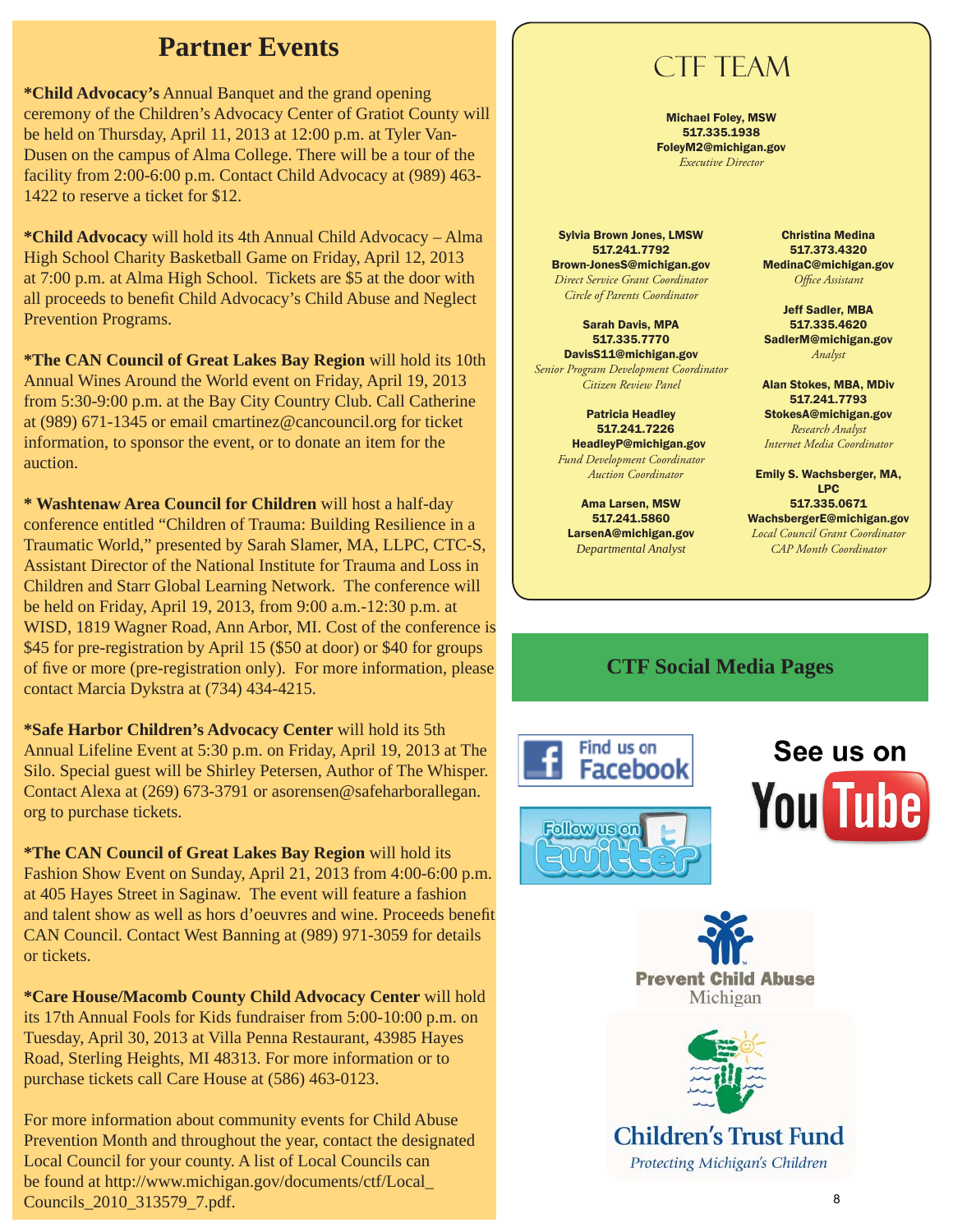## Partner Events

***Child Advocacy's** Annual Banquet and the grand opening ceremony of the Children's Advocacy Center of Gratiot County will be held on Thursday, April 11, 2013 at 12:00 p.m. at Tyler Van-Dusen on the campus of Alma College. There will be a tour of the facility from 2:00-6:00 p.m. Contact Child Advocacy at (989) 463-1422 to reserve a ticket for $12.

***Child Advocacy** will hold its 4th Annual Child Advocacy – Alma High School Charity Basketball Game on Friday, April 12, 2013 at 7:00 p.m. at Alma High School. Tickets are $5 at the door with all proceeds to benefit Child Advocacy's Child Abuse and Neglect Prevention Programs.

***The CAN Council of Great Lakes Bay Region** will hold its 10th Annual Wines Around the World event on Friday, April 19, 2013 from 5:30-9:00 p.m. at the Bay City Country Club. Call Catherine at (989) 671-1345 or email cmartinez@cancouncil.org for ticket information, to sponsor the event, or to donate an item for the auction.

*** Washtenaw Area Council for Children** will host a half-day conference entitled "Children of Trauma: Building Resilience in a Traumatic World," presented by Sarah Slamer, MA, LLPC, CTC-S, Assistant Director of the National Institute for Trauma and Loss in Children and Starr Global Learning Network. The conference will be held on Friday, April 19, 2013, from 9:00 a.m.-12:30 p.m. at WISD, 1819 Wagner Road, Ann Arbor, MI. Cost of the conference is $45 for pre-registration by April 15 ($50 at door) or $40 for groups of five or more (pre-registration only). For more information, please contact Marcia Dykstra at (734) 434-4215.

***Safe Harbor Children's Advocacy Center** will hold its 5th Annual Lifeline Event at 5:30 p.m. on Friday, April 19, 2013 at The Silo. Special guest will be Shirley Petersen, Author of The Whisper. Contact Alexa at (269) 673-3791 or asorensen@safeharborallegan.org to purchase tickets.

***The CAN Council of Great Lakes Bay Region** will hold its Fashion Show Event on Sunday, April 21, 2013 from 4:00-6:00 p.m. at 405 Hayes Street in Saginaw. The event will feature a fashion and talent show as well as hors d'oeuvres and wine. Proceeds benefit CAN Council. Contact West Banning at (989) 971-3059 for details or tickets.

***Care House/Macomb County Child Advocacy Center** will hold its 17th Annual Fools for Kids fundraiser from 5:00-10:00 p.m. on Tuesday, April 30, 2013 at Villa Penna Restaurant, 43985 Hayes Road, Sterling Heights, MI 48313. For more information or to purchase tickets call Care House at (586) 463-0123.

For more information about community events for Child Abuse Prevention Month and throughout the year, contact the designated Local Council for your county. A list of Local Councils can be found at http://www.michigan.gov/documents/ctf/Local_Councils_2010_313579_7.pdf.

## CTF TEAM

**Michael Foley, MSW**
517.335.1938
FoleyM2@michigan.gov
*Executive Director*

**Sylvia Brown Jones, LMSW**
517.241.7792
Brown-JonesS@michigan.gov
*Direct Service Grant Coordinator*
*Circle of Parents Coordinator*

**Sarah Davis, MPA**
517.335.7770
DavisS11@michigan.gov
*Senior Program Development Coordinator*
*Citizen Review Panel*

**Patricia Headley**
517.241.7226
HeadleyP@michigan.gov
*Fund Development Coordinator*
*Auction Coordinator*

**Ama Larsen, MSW**
517.241.5860
LarsenA@michigan.gov
*Departmental Analyst*

**Christina Medina**
517.373.4320
MedinaC@michigan.gov
*Office Assistant*

**Jeff Sadler, MBA**
517.335.4620
SadlerM@michigan.gov
*Analyst*

**Alan Stokes, MBA, MDiv**
517.241.7793
StokesA@michigan.gov
*Research Analyst*
*Internet Media Coordinator*

**Emily S. Wachsberger, MA, LPC**
517.335.0671
WachsbergerE@michigan.gov
*Local Council Grant Coordinator*
*CAP Month Coordinator*

## CTF Social Media Pages

Find us on Facebook

Follow us on twitter

See us on YouTube

Prevent Child Abuse Michigan

Children's Trust Fund
*Protecting Michigan's Children*